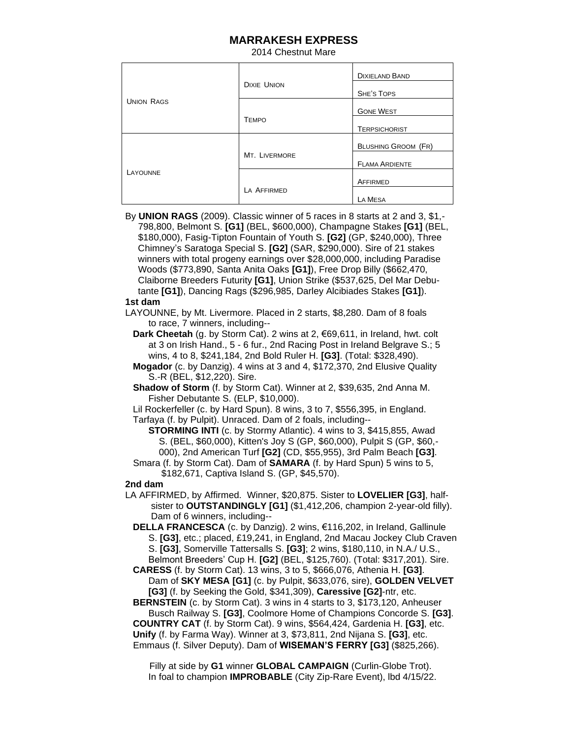# MARRAKESH EXPRESS

2014 Chestnut Mare

| | | |
|---|---|---|
| UNION RAGS | DIXIE UNION | DIXIELAND BAND |
| | | SHE'S TOPS |
| | TEMPO | GONE WEST |
| | | TERPSICHORIST |
| LAYOUNNE | MT. LIVERMORE | BLUSHING GROOM (FR) |
| | | FLAMA ARDIENTE |
| | LA AFFIRMED | AFFIRMED |
| | | LA MESA |

By **UNION RAGS** (2009). Classic winner of 5 races in 8 starts at 2 and 3, $1,-798,800, Belmont S. **[G1]** (BEL, $600,000), Champagne Stakes **[G1]** (BEL, $180,000), Fasig-Tipton Fountain of Youth S. **[G2]** (GP, $240,000), Three Chimney's Saratoga Special S. **[G2]** (SAR, $290,000). Sire of 21 stakes winners with total progeny earnings over $28,000,000, including Paradise Woods ($773,890, Santa Anita Oaks **[G1]**), Free Drop Billy ($662,470, Claiborne Breeders Futurity **[G1]**, Union Strike ($537,625, Del Mar Debutante **[G1]**), Dancing Rags ($296,985, Darley Alcibiades Stakes **[G1]**).

**1st dam**

LAYOUNNE, by Mt. Livermore. Placed in 2 starts, $8,280. Dam of 8 foals to race, 7 winners, including--

**Dark Cheetah** (g. by Storm Cat). 2 wins at 2, €69,611, in Ireland, hwt. colt at 3 on Irish Hand., 5 - 6 fur., 2nd Racing Post in Ireland Belgrave S.; 5 wins, 4 to 8, $241,184, 2nd Bold Ruler H. **[G3]**. (Total: $328,490).

**Mogador** (c. by Danzig). 4 wins at 3 and 4, $172,370, 2nd Elusive Quality S.-R (BEL, $12,220). Sire.

**Shadow of Storm** (f. by Storm Cat). Winner at 2, $39,635, 2nd Anna M. Fisher Debutante S. (ELP, $10,000).

Lil Rockerfeller (c. by Hard Spun). 8 wins, 3 to 7, $556,395, in England.

Tarfaya (f. by Pulpit). Unraced. Dam of 2 foals, including--

**STORMING INTI** (c. by Stormy Atlantic). 4 wins to 3, $415,855, Awad S. (BEL, $60,000), Kitten's Joy S (GP, $60,000), Pulpit S (GP, $60,-000), 2nd American Turf **[G2]** (CD, $55,955), 3rd Palm Beach **[G3]**.

Smara (f. by Storm Cat). Dam of **SAMARA** (f. by Hard Spun) 5 wins to 5, $182,671, Captiva Island S. (GP, $45,570).

**2nd dam**

LA AFFIRMED, by Affirmed. Winner, $20,875. Sister to **LOVELIER [G3]**, half-sister to **OUTSTANDINGLY [G1]** ($1,412,206, champion 2-year-old filly). Dam of 6 winners, including--

**DELLA FRANCESCA** (c. by Danzig). 2 wins, €116,202, in Ireland, Gallinule S. **[G3]**, etc.; placed, £19,241, in England, 2nd Macau Jockey Club Craven S. **[G3]**, Somerville Tattersalls S. **[G3]**; 2 wins, $180,110, in N.A./ U.S., Belmont Breeders' Cup H. **[G2]** (BEL, $125,760). (Total: $317,201). Sire.

**CARESS** (f. by Storm Cat). 13 wins, 3 to 5, $666,076, Athenia H. **[G3]**. Dam of **SKY MESA [G1]** (c. by Pulpit, $633,076, sire), **GOLDEN VELVET [G3]** (f. by Seeking the Gold, $341,309), **Caressive [G2]**-ntr, etc.

**BERNSTEIN** (c. by Storm Cat). 3 wins in 4 starts to 3, $173,120, Anheuser Busch Railway S. **[G3]**, Coolmore Home of Champions Concorde S. **[G3]**.

**COUNTRY CAT** (f. by Storm Cat). 9 wins, $564,424, Gardenia H. **[G3]**, etc.

**Unify** (f. by Farma Way). Winner at 3, $73,811, 2nd Nijana S. **[G3]**, etc.

Emmaus (f. Silver Deputy). Dam of **WISEMAN'S FERRY [G3]** ($825,266).

Filly at side by **G1** winner **GLOBAL CAMPAIGN** (Curlin-Globe Trot).
In foal to champion **IMPROBABLE** (City Zip-Rare Event), lbd 4/15/22.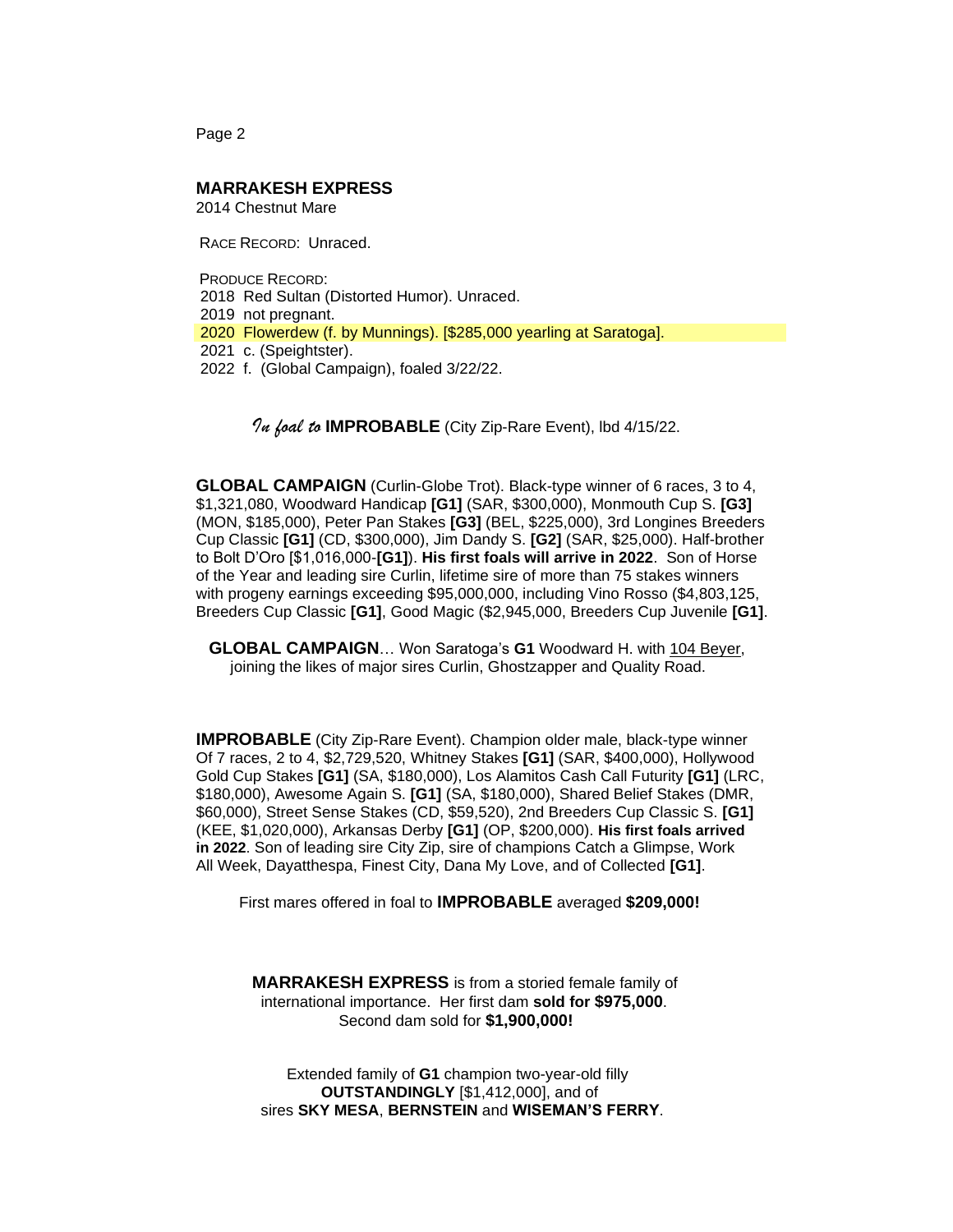## MARRAKESH EXPRESS

2014 Chestnut Mare

RACE RECORD: Unraced.

PRODUCE RECORD:

2018 Red Sultan (Distorted Humor). Unraced.
2019 not pregnant.
2020 Flowerdew (f. by Munnings). [$285,000 yearling at Saratoga].
2021 c. (Speightster).
2022 f. (Global Campaign), foaled 3/22/22.

*In foal to* **IMPROBABLE** (City Zip-Rare Event), lbd 4/15/22.

**GLOBAL CAMPAIGN** (Curlin-Globe Trot). Black-type winner of 6 races, 3 to 4, $1,321,080, Woodward Handicap **[G1]** (SAR, $300,000), Monmouth Cup S. **[G3]** (MON, $185,000), Peter Pan Stakes **[G3]** (BEL, $225,000), 3rd Longines Breeders Cup Classic **[G1]** (CD, $300,000), Jim Dandy S. **[G2]** (SAR, $25,000). Half-brother to Bolt D'Oro [$1,016,000-**[G1]**). **His first foals will arrive in 2022**. Son of Horse of the Year and leading sire Curlin, lifetime sire of more than 75 stakes winners with progeny earnings exceeding $95,000,000, including Vino Rosso ($4,803,125, Breeders Cup Classic **[G1]**, Good Magic ($2,945,000, Breeders Cup Juvenile **[G1]**.

**GLOBAL CAMPAIGN**… Won Saratoga's **G1** Woodward H. with 104 Beyer, joining the likes of major sires Curlin, Ghostzapper and Quality Road.

**IMPROBABLE** (City Zip-Rare Event). Champion older male, black-type winner Of 7 races, 2 to 4, $2,729,520, Whitney Stakes **[G1]** (SAR, $400,000), Hollywood Gold Cup Stakes **[G1]** (SA, $180,000), Los Alamitos Cash Call Futurity **[G1]** (LRC, $180,000), Awesome Again S. **[G1]** (SA, $180,000), Shared Belief Stakes (DMR, $60,000), Street Sense Stakes (CD, $59,520), 2nd Breeders Cup Classic S. **[G1]** (KEE, $1,020,000), Arkansas Derby **[G1]** (OP, $200,000). **His first foals arrived in 2022**. Son of leading sire City Zip, sire of champions Catch a Glimpse, Work All Week, Dayatthespa, Finest City, Dana My Love, and of Collected **[G1]**.

First mares offered in foal to **IMPROBABLE** averaged **$209,000!**

**MARRAKESH EXPRESS** is from a storied female family of international importance. Her first dam **sold for $975,000**. Second dam sold for **$1,900,000!**

Extended family of **G1** champion two-year-old filly **OUTSTANDINGLY** [$1,412,000], and of sires **SKY MESA**, **BERNSTEIN** and **WISEMAN'S FERRY**.